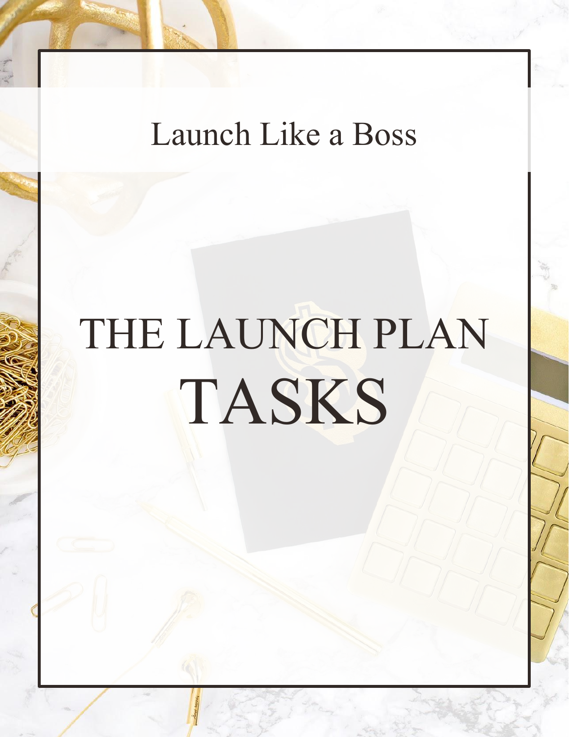Launch Like a Boss

# THE LAUNCH PLAN TASKS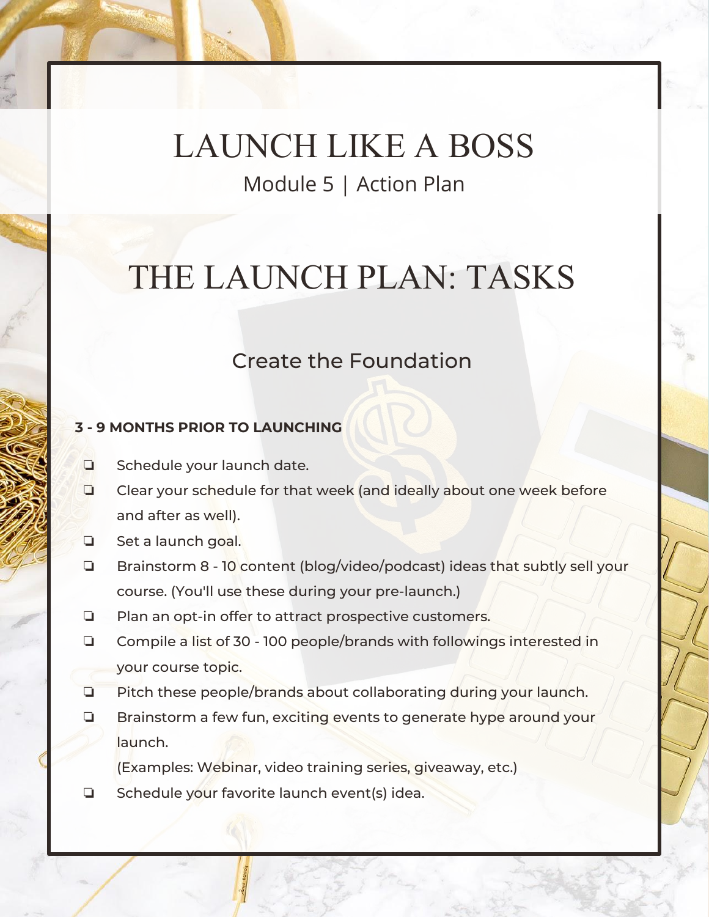# LAUNCH LIKE A BOSS

Module 5 | Action Plan

## THE LAUNCH PLAN: TASKS

### Create the Foundation

**3 - 9 MONTHS PRIOR TO LAUNCHING**

- ❏ Schedule your launch date.
- ❏ Clear your schedule for that week (and ideally about one week before and after as well).
- ❏ Set a launch goal.
- ❏ Brainstorm 8 - 10 content (blog/video/podcast) ideas that subtly sell your course. (You'll use these during your pre-launch.)
- ❏ Plan an opt-in offer to attract prospective customers.
- ❏ Compile a list of 30 - 100 people/brands with followings interested in your course topic.
- ❏ Pitch these people/brands about collaborating during your launch.
- ❏ Brainstorm a few fun, exciting events to generate hype around your launch.
  (Examples: Webinar, video training series, giveaway, etc.)
- ❏ Schedule your favorite launch event(s) idea.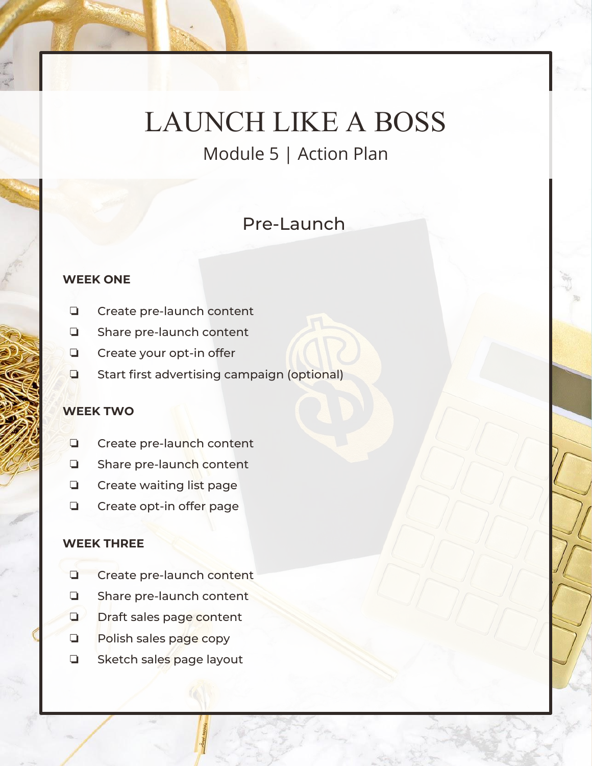# LAUNCH LIKE A BOSS

Module 5 | Action Plan

## Pre-Launch

**WEEK ONE**

- ❏ Create pre-launch content
- ❏ Share pre-launch content
- ❏ Create your opt-in offer
- ❏ Start first advertising campaign (optional)

**WEEK TWO**

- ❏ Create pre-launch content
- ❏ Share pre-launch content
- ❏ Create waiting list page
- ❏ Create opt-in offer page

**WEEK THREE**

- ❏ Create pre-launch content
- ❏ Share pre-launch content
- ❏ Draft sales page content
- ❏ Polish sales page copy
- ❏ Sketch sales page layout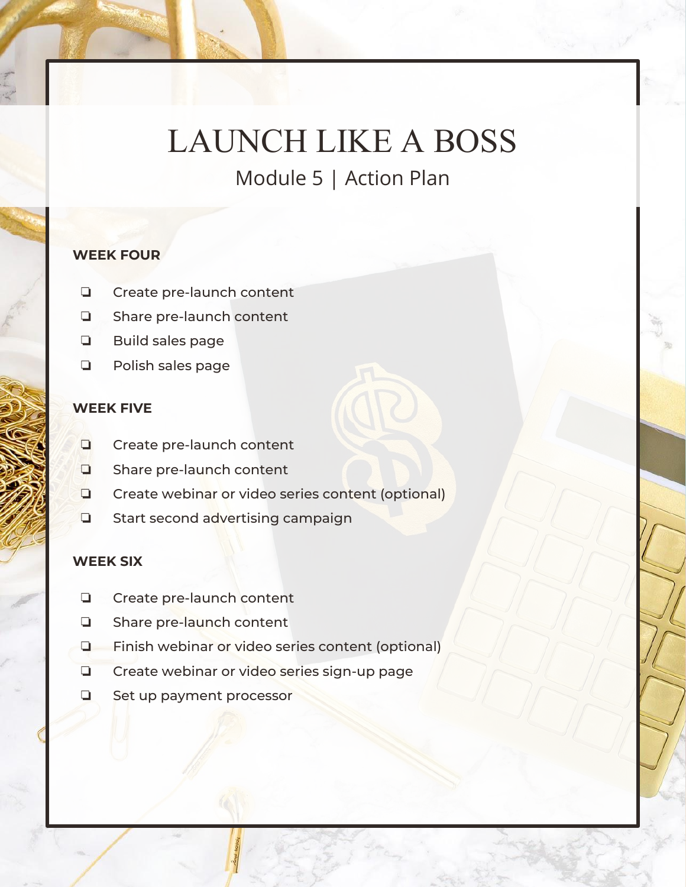# LAUNCH LIKE A BOSS

## Module 5 | Action Plan

**WEEK FOUR**

- ❏ Create pre-launch content
- ❏ Share pre-launch content
- ❏ Build sales page
- ❏ Polish sales page

**WEEK FIVE**

- ❏ Create pre-launch content
- ❏ Share pre-launch content
- ❏ Create webinar or video series content (optional)
- ❏ Start second advertising campaign

**WEEK SIX**

- ❏ Create pre-launch content
- ❏ Share pre-launch content
- ❏ Finish webinar or video series content (optional)
- ❏ Create webinar or video series sign-up page
- ❏ Set up payment processor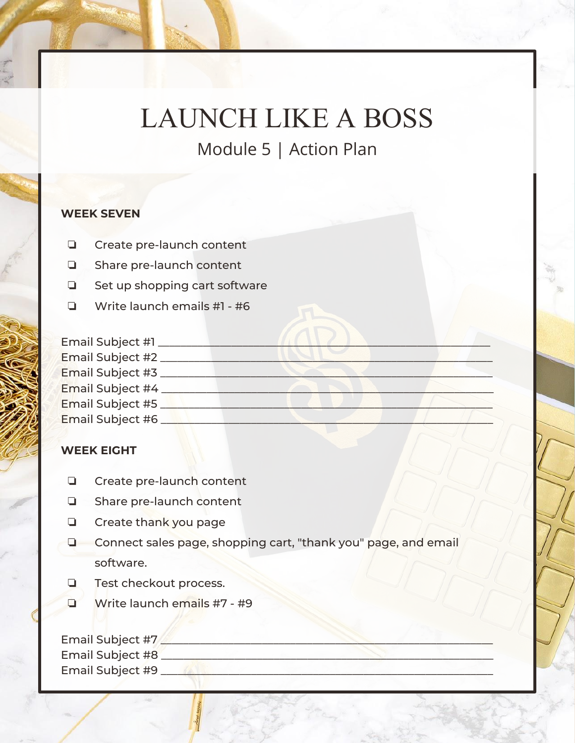# LAUNCH LIKE A BOSS

## Module 5 | Action Plan

**WEEK SEVEN**

- ❏ Create pre-launch content
- ❏ Share pre-launch content
- ❏ Set up shopping cart software
- ❏ Write launch emails #1 - #6

Email Subject #1 ____________________________________________
Email Subject #2 ____________________________________________
Email Subject #3 ____________________________________________
Email Subject #4 ____________________________________________
Email Subject #5 ____________________________________________
Email Subject #6 ____________________________________________

**WEEK EIGHT**

- ❏ Create pre-launch content
- ❏ Share pre-launch content
- ❏ Create thank you page
- ❏ Connect sales page, shopping cart, "thank you" page, and email software.
- ❏ Test checkout process.
- ❏ Write launch emails #7 - #9

Email Subject #7 ____________________________________________
Email Subject #8 ____________________________________________
Email Subject #9 ____________________________________________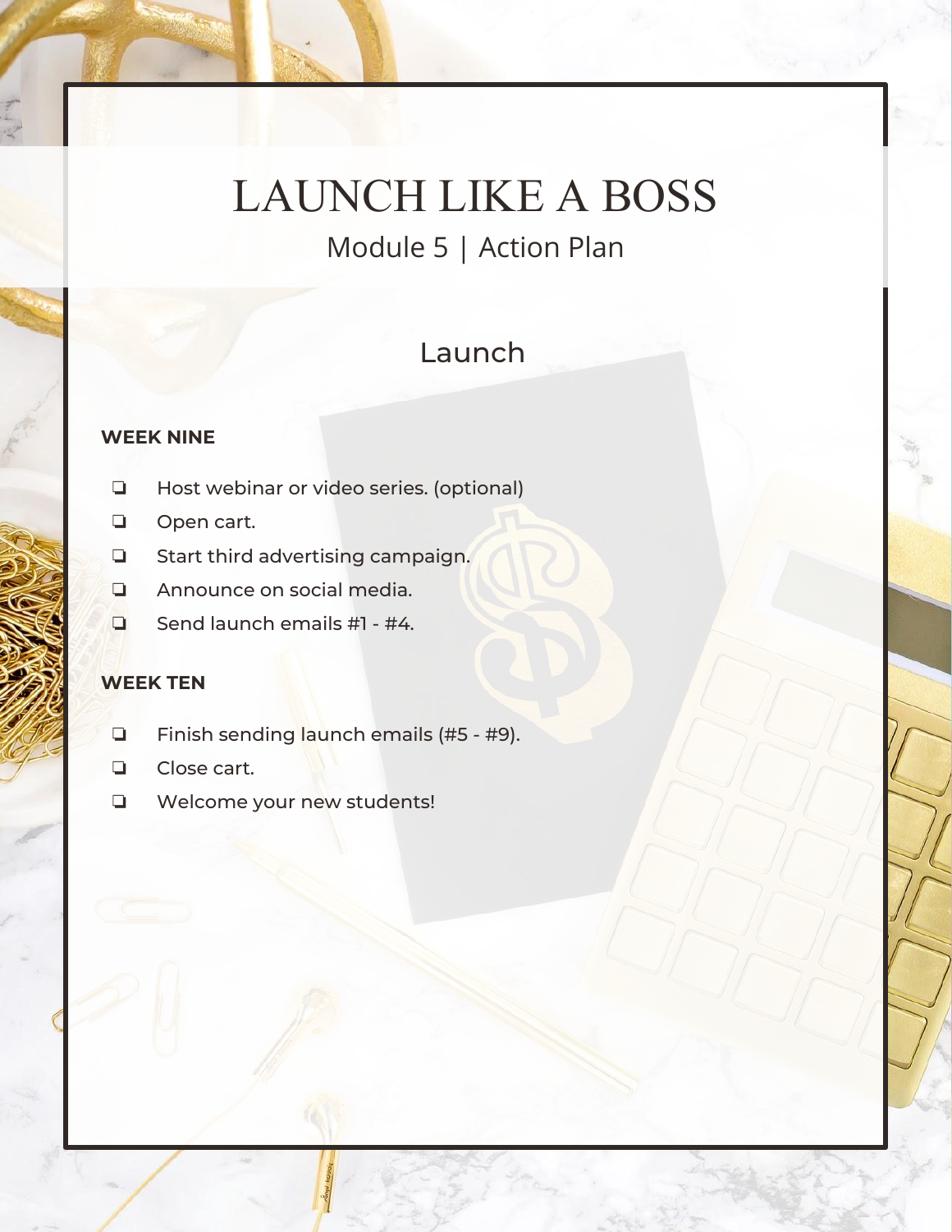# LAUNCH LIKE A BOSS

## Module 5 | Action Plan

### Launch

**WEEK NINE**

- ❏ Host webinar or video series. (optional)
- ❏ Open cart.
- ❏ Start third advertising campaign.
- ❏ Announce on social media.
- ❏ Send launch emails #1 - #4.

**WEEK TEN**

- ❏ Finish sending launch emails (#5 - #9).
- ❏ Close cart.
- ❏ Welcome your new students!